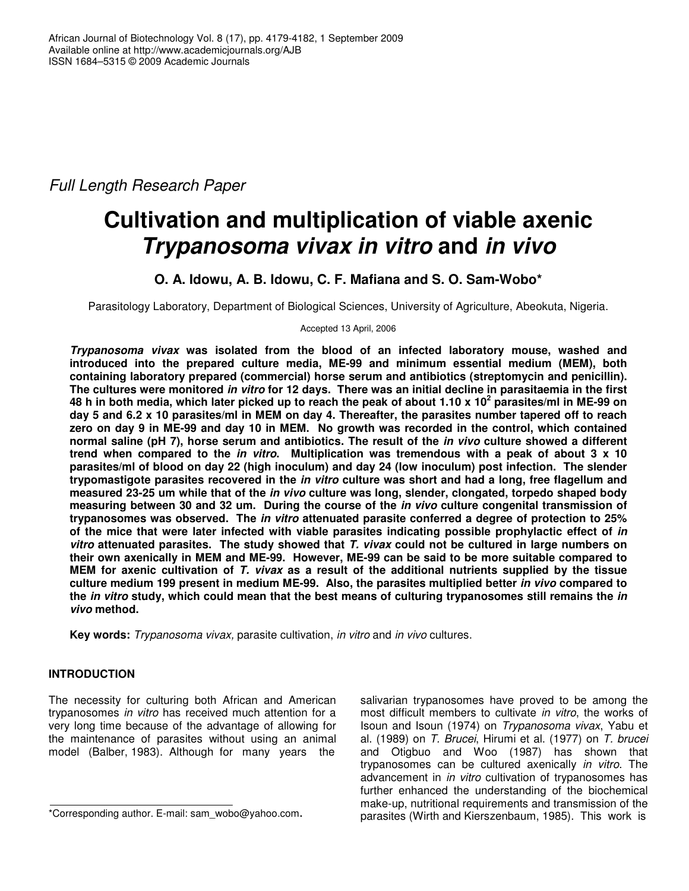*Full Length Research Paper*

# Cultivation and multiplication of viable axenic *Trypanosoma vivax in vitro* and *in vivo*

**O. A. Idowu, A. B. Idowu, C. F. Mafiana and S. O. Sam-Wobo***

Parasitology Laboratory, Department of Biological Sciences, University of Agriculture, Abeokuta, Nigeria.

Accepted 13 April, 2006

***Trypanosoma vivax* was isolated from the blood of an infected laboratory mouse, washed and introduced into the prepared culture media, ME-99 and minimum essential medium (MEM), both containing laboratory prepared (commercial) horse serum and antibiotics (streptomycin and penicillin). The cultures were monitored *in vitro* for 12 days. There was an initial decline in parasitaemia in the first 48 h in both media, which later picked up to reach the peak of about 1.10 x $10^2$ parasites/ml in ME-99 on day 5 and 6.2 x 10 parasites/ml in MEM on day 4. Thereafter, the parasites number tapered off to reach zero on day 9 in ME-99 and day 10 in MEM. No growth was recorded in the control, which contained normal saline (pH 7), horse serum and antibiotics. The result of the *in vivo* culture showed a different trend when compared to the *in vitro*. Multiplication was tremendous with a peak of about 3 x 10 parasites/ml of blood on day 22 (high inoculum) and day 24 (low inoculum) post infection. The slender trypomastigote parasites recovered in the *in vitro* culture was short and had a long, free flagellum and measured 23-25 um while that of the *in vivo* culture was long, slender, clongated, torpedo shaped body measuring between 30 and 32 um. During the course of the *in vivo* culture congenital transmission of trypanosomes was observed. The *in vitro* attenuated parasite conferred a degree of protection to 25% of the mice that were later infected with viable parasites indicating possible prophylactic effect of *in vitro* attenuated parasites. The study showed that *T. vivax* could not be cultured in large numbers on their own axenically in MEM and ME-99. However, ME-99 can be said to be more suitable compared to MEM for axenic cultivation of *T. vivax* as a result of the additional nutrients supplied by the tissue culture medium 199 present in medium ME-99. Also, the parasites multiplied better *in vivo* compared to the *in vitro* study, which could mean that the best means of culturing trypanosomes still remains the *in vivo* method.**

**Key words:** *Trypanosoma vivax,* parasite cultivation, *in vitro* and *in vivo* cultures.

## INTRODUCTION

The necessity for culturing both African and American trypanosomes *in vitro* has received much attention for a very long time because of the advantage of allowing for the maintenance of parasites without using an animal model (Balber, 1983). Although for many years the salivarian trypanosomes have proved to be among the most difficult members to cultivate *in vitro*, the works of Isoun and Isoun (1974) on *Trypanosoma vivax*, Yabu et al. (1989) on *T. Brucei*, Hirumi et al. (1977) on *T. brucei* and Otigbuo and Woo (1987) has shown that trypanosomes can be cultured axenically *in vitro*. The advancement in *in vitro* cultivation of trypanosomes has further enhanced the understanding of the biochemical make-up, nutritional requirements and transmission of the parasites (Wirth and Kierszenbaum, 1985). This work is

*Corresponding author. E-mail: sam_wobo@yahoo.com.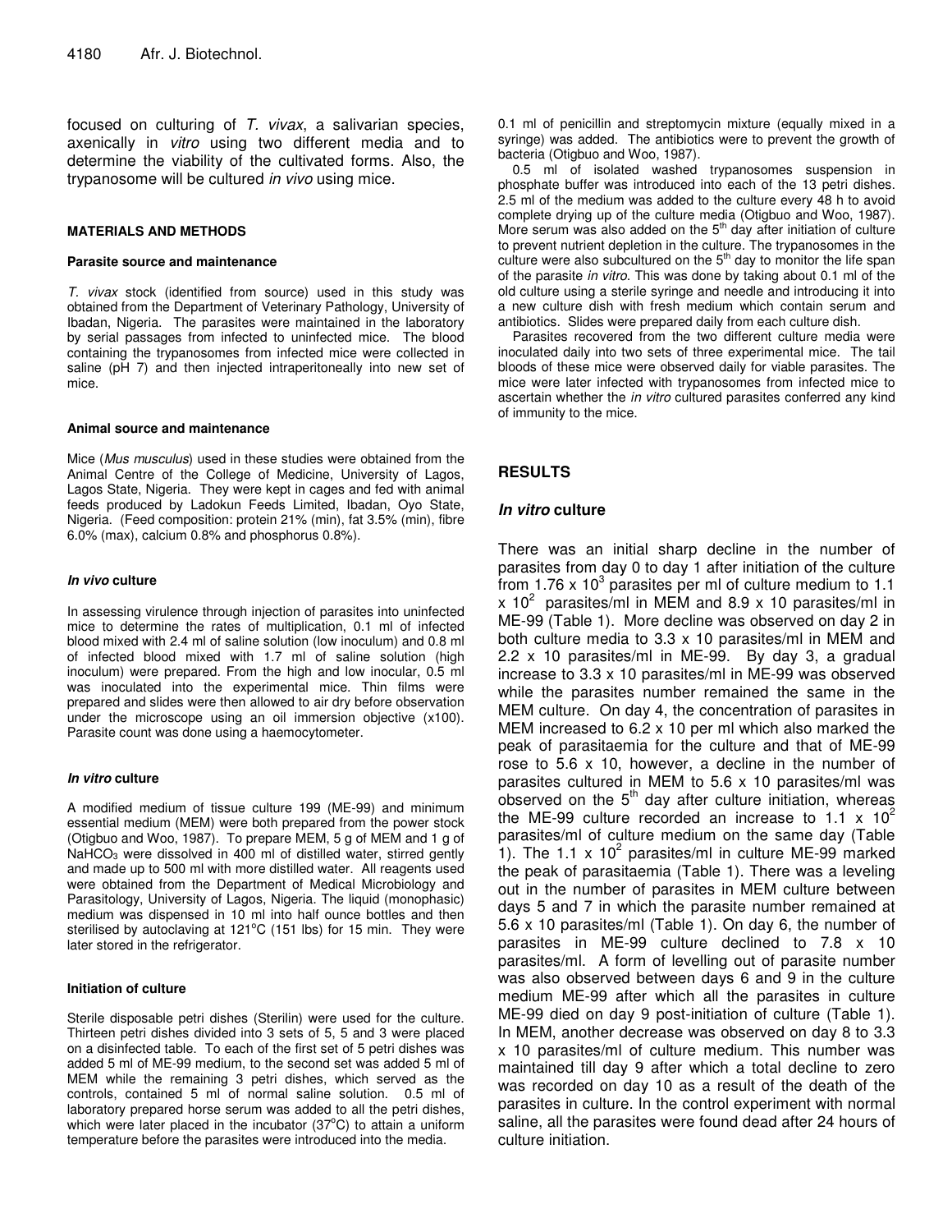focused on culturing of *T. vivax*, a salivarian species, axenically in *vitro* using two different media and to determine the viability of the cultivated forms. Also, the trypanosome will be cultured *in vivo* using mice.

## MATERIALS AND METHODS

### Parasite source and maintenance

*T. vivax* stock (identified from source) used in this study was obtained from the Department of Veterinary Pathology, University of Ibadan, Nigeria. The parasites were maintained in the laboratory by serial passages from infected to uninfected mice. The blood containing the trypanosomes from infected mice were collected in saline (pH 7) and then injected intraperitoneally into new set of mice.

### Animal source and maintenance

Mice (*Mus musculus*) used in these studies were obtained from the Animal Centre of the College of Medicine, University of Lagos, Lagos State, Nigeria. They were kept in cages and fed with animal feeds produced by Ladokun Feeds Limited, Ibadan, Oyo State, Nigeria. (Feed composition: protein 21% (min), fat 3.5% (min), fibre 6.0% (max), calcium 0.8% and phosphorus 0.8%).

### *In vivo* culture

In assessing virulence through injection of parasites into uninfected mice to determine the rates of multiplication, 0.1 ml of infected blood mixed with 2.4 ml of saline solution (low inoculum) and 0.8 ml of infected blood mixed with 1.7 ml of saline solution (high inoculum) were prepared. From the high and low inocular, 0.5 ml was inoculated into the experimental mice. Thin films were prepared and slides were then allowed to air dry before observation under the microscope using an oil immersion objective (x100). Parasite count was done using a haemocytometer.

### *In vitro* culture

A modified medium of tissue culture 199 (ME-99) and minimum essential medium (MEM) were both prepared from the power stock (Otigbuo and Woo, 1987). To prepare MEM, 5 g of MEM and 1 g of $NaHCO_3$ were dissolved in 400 ml of distilled water, stirred gently and made up to 500 ml with more distilled water. All reagents used were obtained from the Department of Medical Microbiology and Parasitology, University of Lagos, Nigeria. The liquid (monophasic) medium was dispensed in 10 ml into half ounce bottles and then sterilised by autoclaving at 121°C (151 lbs) for 15 min. They were later stored in the refrigerator.

### Initiation of culture

Sterile disposable petri dishes (Sterilin) were used for the culture. Thirteen petri dishes divided into 3 sets of 5, 5 and 3 were placed on a disinfected table. To each of the first set of 5 petri dishes was added 5 ml of ME-99 medium, to the second set was added 5 ml of MEM while the remaining 3 petri dishes, which served as the controls, contained 5 ml of normal saline solution. 0.5 ml of laboratory prepared horse serum was added to all the petri dishes, which were later placed in the incubator (37°C) to attain a uniform temperature before the parasites were introduced into the media. 0.1 ml of penicillin and streptomycin mixture (equally mixed in a syringe) was added. The antibiotics were to prevent the growth of bacteria (Otigbuo and Woo, 1987).

0.5 ml of isolated washed trypanosomes suspension in phosphate buffer was introduced into each of the 13 petri dishes. 2.5 ml of the medium was added to the culture every 48 h to avoid complete drying up of the culture media (Otigbuo and Woo, 1987). More serum was also added on the 5th day after initiation of culture to prevent nutrient depletion in the culture. The trypanosomes in the culture were also subcultured on the 5th day to monitor the life span of the parasite *in vitro*. This was done by taking about 0.1 ml of the old culture using a sterile syringe and needle and introducing it into a new culture dish with fresh medium which contain serum and antibiotics. Slides were prepared daily from each culture dish.

Parasites recovered from the two different culture media were inoculated daily into two sets of three experimental mice. The tail bloods of these mice were observed daily for viable parasites. The mice were later infected with trypanosomes from infected mice to ascertain whether the *in vitro* cultured parasites conferred any kind of immunity to the mice.

## RESULTS

### *In vitro* culture

There was an initial sharp decline in the number of parasites from day 0 to day 1 after initiation of the culture from $1.76 \times 10^3$ parasites per ml of culture medium to $1.1 \times 10^2$ parasites/ml in MEM and $8.9 \times 10$ parasites/ml in ME-99 (Table 1). More decline was observed on day 2 in both culture media to $3.3 \times 10$ parasites/ml in MEM and $2.2 \times 10$ parasites/ml in ME-99. By day 3, a gradual increase to $3.3 \times 10$ parasites/ml in ME-99 was observed while the parasites number remained the same in the MEM culture. On day 4, the concentration of parasites in MEM increased to $6.2 \times 10$ per ml which also marked the peak of parasitaemia for the culture and that of ME-99 rose to $5.6 \times 10$, however, a decline in the number of parasites cultured in MEM to $5.6 \times 10$ parasites/ml was observed on the 5th day after culture initiation, whereas the ME-99 culture recorded an increase to $1.1 \times 10^2$ parasites/ml of culture medium on the same day (Table 1). The $1.1 \times 10^2$ parasites/ml in culture ME-99 marked the peak of parasitaemia (Table 1). There was a leveling out in the number of parasites in MEM culture between days 5 and 7 in which the parasite number remained at $5.6 \times 10$ parasites/ml (Table 1). On day 6, the number of parasites in ME-99 culture declined to $7.8 \times 10$ parasites/ml. A form of levelling out of parasite number was also observed between days 6 and 9 in the culture medium ME-99 after which all the parasites in culture ME-99 died on day 9 post-initiation of culture (Table 1). In MEM, another decrease was observed on day 8 to $3.3 \times 10$ parasites/ml of culture medium. This number was maintained till day 9 after which a total decline to zero was recorded on day 10 as a result of the death of the parasites in culture. In the control experiment with normal saline, all the parasites were found dead after 24 hours of culture initiation.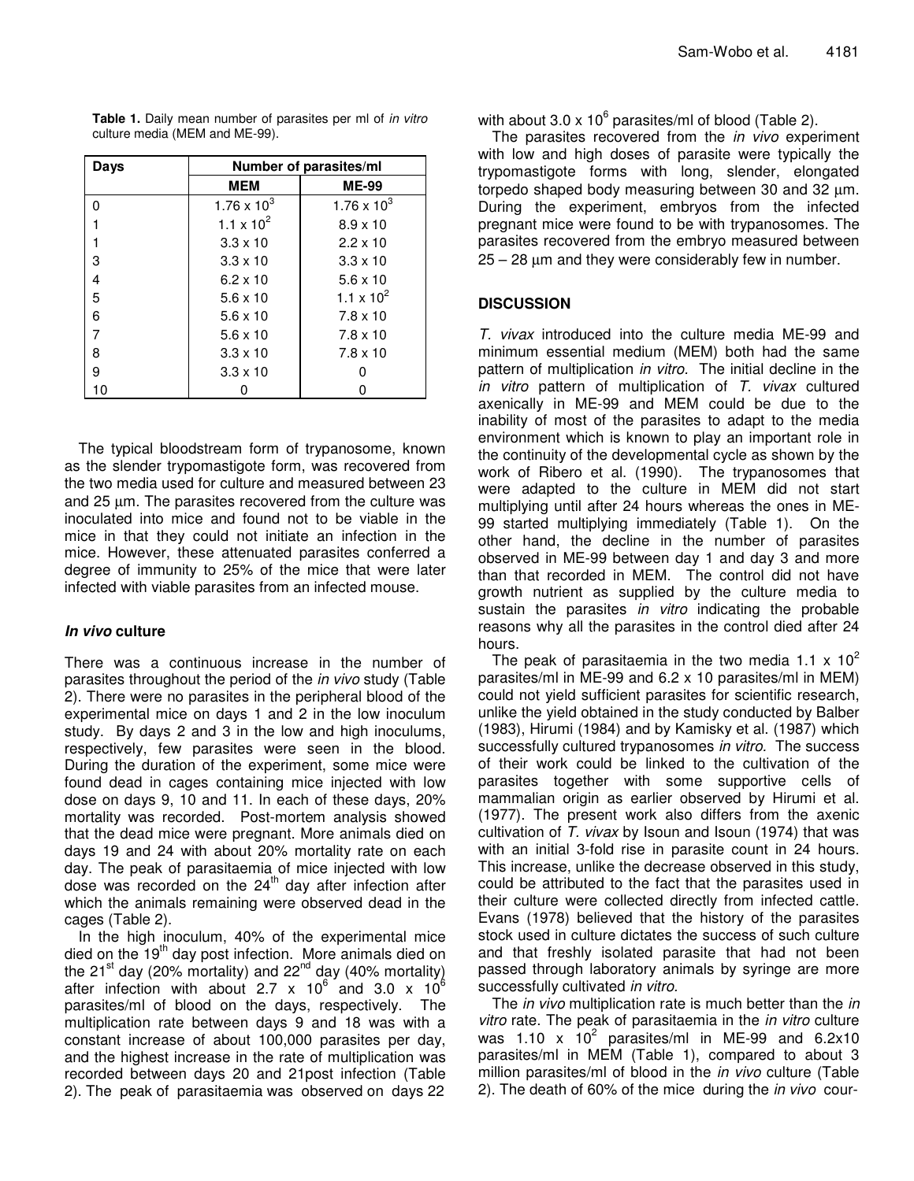**Table 1.** Daily mean number of parasites per ml of *in vitro* culture media (MEM and ME-99).

| Days | Number of parasites/ml | |
|---|---|---|
| | MEM | ME-99 |
| 0 | $1.76 \times 10^3$ | $1.76 \times 10^3$ |
| 1 | $1.1 \times 10^2$ | $8.9 \times 10$ |
| 1 | $3.3 \times 10$ | $2.2 \times 10$ |
| 3 | $3.3 \times 10$ | $3.3 \times 10$ |
| 4 | $6.2 \times 10$ | $5.6 \times 10$ |
| 5 | $5.6 \times 10$ | $1.1 \times 10^2$ |
| 6 | $5.6 \times 10$ | $7.8 \times 10$ |
| 7 | $5.6 \times 10$ | $7.8 \times 10$ |
| 8 | $3.3 \times 10$ | $7.8 \times 10$ |
| 9 | $3.3 \times 10$ | 0 |
| 10 | 0 | 0 |

The typical bloodstream form of trypanosome, known as the slender trypomastigote form, was recovered from the two media used for culture and measured between 23 and 25 µm. The parasites recovered from the culture was inoculated into mice and found not to be viable in the mice in that they could not initiate an infection in the mice. However, these attenuated parasites conferred a degree of immunity to 25% of the mice that were later infected with viable parasites from an infected mouse.

### *In vivo* culture

There was a continuous increase in the number of parasites throughout the period of the *in vivo* study (Table 2). There were no parasites in the peripheral blood of the experimental mice on days 1 and 2 in the low inoculum study. By days 2 and 3 in the low and high inoculums, respectively, few parasites were seen in the blood. During the duration of the experiment, some mice were found dead in cages containing mice injected with low dose on days 9, 10 and 11. In each of these days, 20% mortality was recorded. Post-mortem analysis showed that the dead mice were pregnant. More animals died on days 19 and 24 with about 20% mortality rate on each day. The peak of parasitaemia of mice injected with low dose was recorded on the 24th day after infection after which the animals remaining were observed dead in the cages (Table 2).

In the high inoculum, 40% of the experimental mice died on the 19th day post infection. More animals died on the 21st day (20% mortality) and 22nd day (40% mortality) after infection with about $2.7 \times 10^6$ and $3.0 \times 10^6$ parasites/ml of blood on the days, respectively. The multiplication rate between days 9 and 18 was with a constant increase of about 100,000 parasites per day, and the highest increase in the rate of multiplication was recorded between days 20 and 21post infection (Table 2). The peak of parasitaemia was observed on days 22 with about $3.0 \times 10^6$ parasites/ml of blood (Table 2).

The parasites recovered from the *in vivo* experiment with low and high doses of parasite were typically the trypomastigote forms with long, slender, elongated torpedo shaped body measuring between 30 and 32 µm. During the experiment, embryos from the infected pregnant mice were found to be with trypanosomes. The parasites recovered from the embryo measured between 25 – 28 µm and they were considerably few in number.

## DISCUSSION

*T. vivax* introduced into the culture media ME-99 and minimum essential medium (MEM) both had the same pattern of multiplication *in vitro*. The initial decline in the *in vitro* pattern of multiplication of *T. vivax* cultured axenically in ME-99 and MEM could be due to the inability of most of the parasites to adapt to the media environment which is known to play an important role in the continuity of the developmental cycle as shown by the work of Ribero et al. (1990). The trypanosomes that were adapted to the culture in MEM did not start multiplying until after 24 hours whereas the ones in ME-99 started multiplying immediately (Table 1). On the other hand, the decline in the number of parasites observed in ME-99 between day 1 and day 3 and more than that recorded in MEM. The control did not have growth nutrient as supplied by the culture media to sustain the parasites *in vitro* indicating the probable reasons why all the parasites in the control died after 24 hours.

The peak of parasitaemia in the two media $1.1 \times 10^2$ parasites/ml in ME-99 and $6.2 \times 10$ parasites/ml in MEM) could not yield sufficient parasites for scientific research, unlike the yield obtained in the study conducted by Balber (1983), Hirumi (1984) and by Kamisky et al. (1987) which successfully cultured trypanosomes *in vitro*. The success of their work could be linked to the cultivation of the parasites together with some supportive cells of mammalian origin as earlier observed by Hirumi et al. (1977). The present work also differs from the axenic cultivation of *T. vivax* by Isoun and Isoun (1974) that was with an initial 3-fold rise in parasite count in 24 hours. This increase, unlike the decrease observed in this study, could be attributed to the fact that the parasites used in their culture were collected directly from infected cattle. Evans (1978) believed that the history of the parasites stock used in culture dictates the success of such culture and that freshly isolated parasite that had not been passed through laboratory animals by syringe are more successfully cultivated *in vitro*.

The *in vivo* multiplication rate is much better than the *in vitro* rate. The peak of parasitaemia in the *in vitro* culture was $1.10 \times 10^2$ parasites/ml in ME-99 and $6.2 \times 10$ parasites/ml in MEM (Table 1), compared to about 3 million parasites/ml of blood in the *in vivo* culture (Table 2). The death of 60% of the mice during the *in vivo* cour-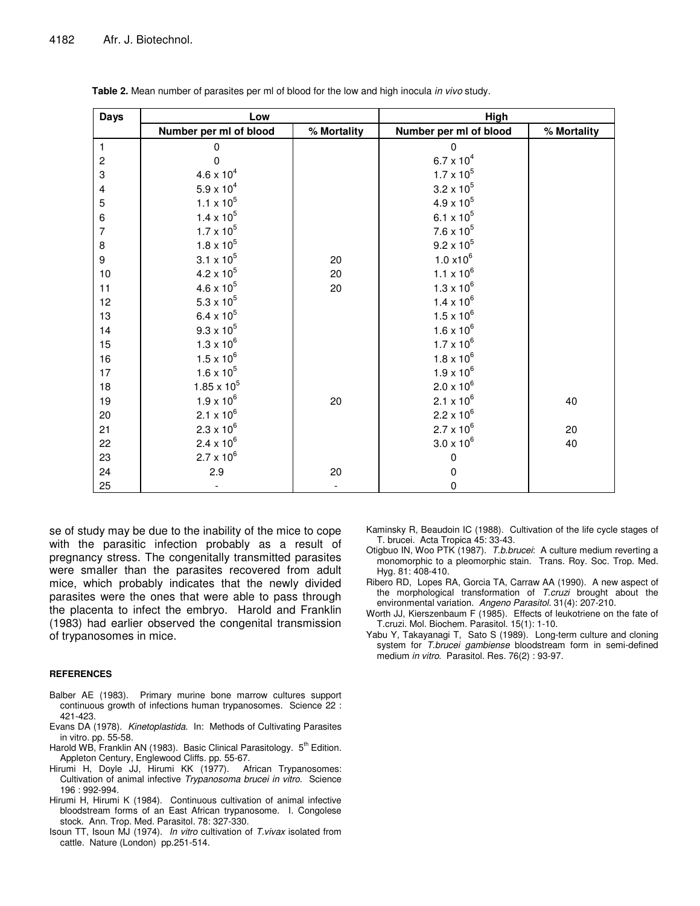**Table 2.** Mean number of parasites per ml of blood for the low and high inocula *in vivo* study.

| Days | Low | | High | |
|---|---|---|---|---|
| | Number per ml of blood | % Mortality | Number per ml of blood | % Mortality |
| 1 | 0 | | 0 | |
| 2 | 0 | | $6.7 \times 10^4$ | |
| 3 | $4.6 \times 10^4$ | | $1.7 \times 10^5$ | |
| 4 | $5.9 \times 10^4$ | | $3.2 \times 10^5$ | |
| 5 | $1.1 \times 10^5$ | | $4.9 \times 10^5$ | |
| 6 | $1.4 \times 10^5$ | | $6.1 \times 10^5$ | |
| 7 | $1.7 \times 10^5$ | | $7.6 \times 10^5$ | |
| 8 | $1.8 \times 10^5$ | | $9.2 \times 10^5$ | |
| 9 | $3.1 \times 10^5$ | 20 | $1.0 \times 10^6$ | |
| 10 | $4.2 \times 10^5$ | 20 | $1.1 \times 10^6$ | |
| 11 | $4.6 \times 10^5$ | 20 | $1.3 \times 10^6$ | |
| 12 | $5.3 \times 10^5$ | | $1.4 \times 10^6$ | |
| 13 | $6.4 \times 10^5$ | | $1.5 \times 10^6$ | |
| 14 | $9.3 \times 10^5$ | | $1.6 \times 10^6$ | |
| 15 | $1.3 \times 10^6$ | | $1.7 \times 10^6$ | |
| 16 | $1.5 \times 10^6$ | | $1.8 \times 10^6$ | |
| 17 | $1.6 \times 10^5$ | | $1.9 \times 10^6$ | |
| 18 | $1.85 \times 10^5$ | | $2.0 \times 10^6$ | |
| 19 | $1.9 \times 10^6$ | 20 | $2.1 \times 10^6$ | 40 |
| 20 | $2.1 \times 10^6$ | | $2.2 \times 10^6$ | |
| 21 | $2.3 \times 10^6$ | | $2.7 \times 10^6$ | 20 |
| 22 | $2.4 \times 10^6$ | | $3.0 \times 10^6$ | 40 |
| 23 | $2.7 \times 10^6$ | | 0 | |
| 24 | 2.9 | 20 | 0 | |
| 25 | - | - | 0 | |

se of study may be due to the inability of the mice to cope with the parasitic infection probably as a result of pregnancy stress. The congenitally transmitted parasites were smaller than the parasites recovered from adult mice, which probably indicates that the newly divided parasites were the ones that were able to pass through the placenta to infect the embryo. Harold and Franklin (1983) had earlier observed the congenital transmission of trypanosomes in mice.

## REFERENCES

Balber AE (1983). Primary murine bone marrow cultures support continuous growth of infections human trypanosomes. Science 22 : 421-423.

Evans DA (1978). *Kinetoplastida*. In: Methods of Cultivating Parasites in vitro. pp. 55-58.

Harold WB, Franklin AN (1983). Basic Clinical Parasitology. 5th Edition. Appleton Century, Englewood Cliffs. pp. 55-67.

Hirumi H, Doyle JJ, Hirumi KK (1977). African Trypanosomes: Cultivation of animal infective *Trypanosoma brucei in vitro*. Science 196 : 992-994.

Hirumi H, Hirumi K (1984). Continuous cultivation of animal infective bloodstream forms of an East African trypanosome. I. Congolese stock. Ann. Trop. Med. Parasitol. 78: 327-330.

Isoun TT, Isoun MJ (1974). *In vitro* cultivation of *T.vivax* isolated from cattle. Nature (London) pp.251-514.

Kaminsky R, Beaudoin IC (1988). Cultivation of the life cycle stages of T. brucei. Acta Tropica 45: 33-43.

Otigbuo IN, Woo PTK (1987). *T.b.brucei*: A culture medium reverting a monomorphic to a pleomorphic stain. Trans. Roy. Soc. Trop. Med. Hyg. 81: 408-410.

Ribero RD, Lopes RA, Gorcia TA, Carraw AA (1990). A new aspect of the morphological transformation of *T.cruzi* brought about the environmental variation. *Angeno Parasitol.* 31(4): 207-210.

Worth JJ, Kierszenbaum F (1985). Effects of leukotriene on the fate of T.cruzi. Mol. Biochem. Parasitol. 15(1): 1-10.

Yabu Y, Takayanagi T, Sato S (1989). Long-term culture and cloning system for *T.brucei gambiense* bloodstream form in semi-defined medium *in vitro*. Parasitol. Res. 76(2) : 93-97.